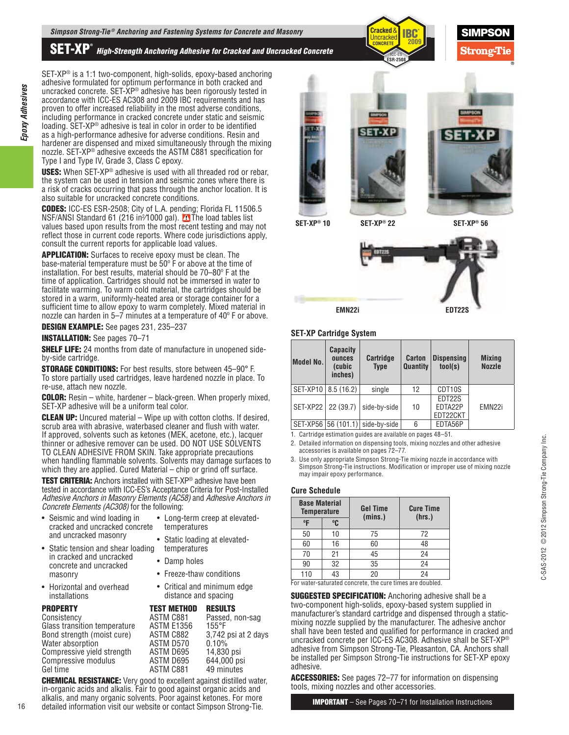# SET-XP® High-Strength Anchoring Adhesive for Cracked and Uncracked Concrete

SET-XP® is a 1:1 two-component, high-solids, epoxy-based anchoring adhesive formulated for optimum performance in both cracked and uncracked concrete. SET-XP® adhesive has been rigorously tested in accordance with ICC-ES AC308 and 2009 IBC requirements and has proven to offer increased reliability in the most adverse conditions, including performance in cracked concrete under static and seismic loading. SET-XP® adhesive is teal in color in order to be identified as a high-performance adhesive for adverse conditions. Resin and hardener are dispensed and mixed simultaneously through the mixing nozzle. SET-XP® adhesive exceeds the ASTM C881 specification for Type I and Type IV, Grade 3, Class C epoxy.

**USES:** When SET-XP® adhesive is used with all threaded rod or rebar, the system can be used in tension and seismic zones where there is a risk of cracks occurring that pass through the anchor location. It is also suitable for uncracked concrete conditions.

**CODES:** ICC-ES ESR-2508; City of L.A. pending; Florida FL 11506.5 NSF/ANSI Standard 61 (216 in²/1000 gal). The load tables list values based upon results from the most recent testing and may not reflect those in current code reports. Where code jurisdictions apply, consult the current reports for applicable load values.

**APPLICATION:** Surfaces to receive epoxy must be clean. The base-material temperature must be 50° F or above at the time of installation. For best results, material should be 70–80° F at the time of application. Cartridges should not be immersed in water to facilitate warming. To warm cold material, the cartridges should be stored in a warm, uniformly-heated area or storage container for a sufficient time to allow epoxy to warm completely. Mixed material in nozzle can harden in 5–7 minutes at a temperature of 40° F or above.

**DESIGN EXAMPLE:** See pages 231, 235–237

**INSTALLATION:** See pages 70–71

**SHELF LIFE:** 24 months from date of manufacture in unopened side-by-side cartridge.

**STORAGE CONDITIONS:** For best results, store between 45–90° F. To store partially used cartridges, leave hardened nozzle in place. To re-use, attach new nozzle.

**COLOR:** Resin – white, hardener – black-green. When properly mixed, SET-XP adhesive will be a uniform teal color.

**CLEAN UP:** Uncured material – Wipe up with cotton cloths. If desired, scrub area with abrasive, waterbased cleaner and flush with water. If approved, solvents such as ketones (MEK, acetone, etc.), lacquer thinner or adhesive remover can be used. DO NOT USE SOLVENTS TO CLEAN ADHESIVE FROM SKIN. Take appropriate precautions when handling flammable solvents. Solvents may damage surfaces to which they are applied. Cured Material – chip or grind off surface.

**TEST CRITERIA:** Anchors installed with SET-XP® adhesive have been tested in accordance with ICC-ES's Acceptance Criteria for Post-Installed *Adhesive Anchors in Masonry Elements (AC58)* and *Adhesive Anchors in Concrete Elements (AC308)* for the following:

- Seismic and wind loading in cracked and uncracked concrete and uncracked masonry
- Static tension and shear loading in cracked and uncracked concrete and uncracked masonry
- Horizontal and overhead installations
- Long-term creep at elevated-temperatures
- Static loading at elevated-temperatures
- Damp holes
- Freeze-thaw conditions
- Critical and minimum edge distance and spacing

| PROPERTY | TEST METHOD | RESULTS |
|---|---|---|
| Consistency | ASTM C881 | Passed, non-sag |
| Glass transition temperature | ASTM E1356 | 155°F |
| Bond strength (moist cure) | ASTM C882 | 3,742 psi at 2 days |
| Water absorption | ASTM D570 | 0.10% |
| Compressive yield strength | ASTM D695 | 14,830 psi |
| Compressive modulus | ASTM D695 | 644,000 psi |
| Gel time | ASTM C881 | 49 minutes |

**CHEMICAL RESISTANCE:** Very good to excellent against distilled water, in-organic acids and alkalis. Fair to good against organic acids and alkalis, and many organic solvents. Poor against ketones. For more detailed information visit our website or contact Simpson Strong-Tie.

SET-XP® 10 SET-XP® 22 SET-XP® 56

EMN22i EDT22S

### SET-XP Cartridge System

| Model No. | Capacity ounces (cubic inches) | Cartridge Type | Carton Quantity | Dispensing tool(s) | Mixing Nozzle |
|---|---|---|---|---|---|
| SET-XP10 | 8.5 (16.2) | single | 12 | CDT10S | EMN22i |
| SET-XP22 | 22 (39.7) | side-by-side | 10 | EDT22S EDTA22P EDT22CKT | |
| SET-XP56 | 56 (101.1) | side-by-side | 6 | EDTA56P | |

1. Cartridge estimation guides are available on pages 48–51.
2. Detailed information on dispensing tools, mixing nozzles and other adhesive accessories is available on pages 72–77.
3. Use only appropriate Simpson Strong-Tie mixing nozzle in accordance with Simpson Strong-Tie instructions. Modification or improper use of mixing nozzle may impair epoxy performance.

### Cure Schedule

| Base Material Temperature | | Gel Time (mins.) | Cure Time (hrs.) |
|---|---|---|---|
| °F | °C | | |
| 50 | 10 | 75 | 72 |
| 60 | 16 | 60 | 48 |
| 70 | 21 | 45 | 24 |
| 90 | 32 | 35 | 24 |
| 110 | 43 | 20 | 24 |

For water-saturated concrete, the cure times are doubled.

**SUGGESTED SPECIFICATION:** Anchoring adhesive shall be a two-component high-solids, epoxy-based system supplied in manufacturer's standard cartridge and dispensed through a static-mixing nozzle supplied by the manufacturer. The adhesive anchor shall have been tested and qualified for performance in cracked and uncracked concrete per ICC-ES AC308. Adhesive shall be SET-XP® adhesive from Simpson Strong-Tie, Pleasanton, CA. Anchors shall be installed per Simpson Strong-Tie instructions for SET-XP epoxy adhesive.

**ACCESSORIES:** See pages 72–77 for information on dispensing tools, mixing nozzles and other accessories.

**IMPORTANT** – See Pages 70–71 for Installation Instructions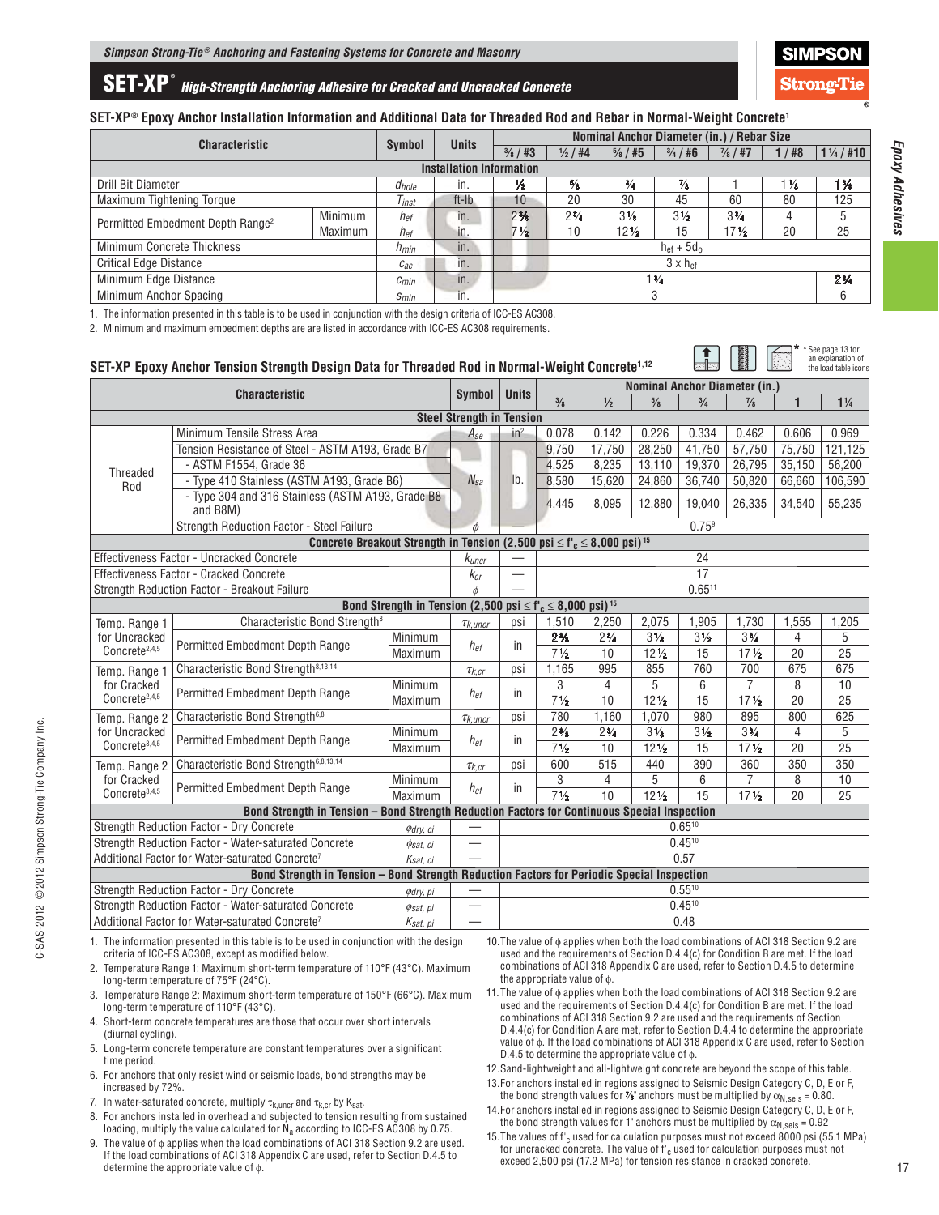# SET-XP® High-Strength Anchoring Adhesive for Cracked and Uncracked Concrete

## SET-XP® Epoxy Anchor Installation Information and Additional Data for Threaded Rod and Rebar in Normal-Weight Concrete[1]

| Characteristic | | Symbol | Units | ⅜ / #3 | ½ / #4 | ⅝ / #5 | ¾ / #6 | ⅞ / #7 | 1 / #8 | 1¼ / #10 |
|---|---|---|---|---|---|---|---|---|---|---|
| | | | | **Nominal Anchor Diameter (in.) / Rebar Size** | | | | | | |
| **Installation Information** | | | | | | | | | | |
| Drill Bit Diameter | | $d_{hole}$ | in. | ½ | ⅝ | ¾ | ⅞ | 1 | 1⅛ | 1⅜ |
| Maximum Tightening Torque | | $T_{inst}$ | ft-lb | 10 | 20 | 30 | 45 | 60 | 80 | 125 |
| Permitted Embedment Depth Range[2] | Minimum | $h_{ef}$ | in. | 2⅜ | 2¾ | 3⅛ | 3½ | 3¾ | 4 | 5 |
| | Maximum | $h_{ef}$ | in. | 7½ | 10 | 12½ | 15 | 17½ | 20 | 25 |
| Minimum Concrete Thickness | | $h_{min}$ | in. | $h_{ef} + 5d_0$ | | | | | | |
| Critical Edge Distance | | $c_{ac}$ | in. | $3 \times h_{ef}$ | | | | | | |
| Minimum Edge Distance | | $c_{min}$ | in. | 1¾ | | | | | | 2¾ |
| Minimum Anchor Spacing | | $s_{min}$ | in. | 3 | | | | | | 6 |

1. The information presented in this table is to be used in conjunction with the design criteria of ICC-ES AC308.
2. Minimum and maximum embedment depths are are listed in accordance with ICC-ES AC308 requirements.

## SET-XP Epoxy Anchor Tension Strength Design Data for Threaded Rod in Normal-Weight Concrete[1,12]

\* See page 13 for an explanation of the load table icons

| Characteristic | | | Symbol | Units | ⅜ | ½ | ⅝ | ¾ | ⅞ | 1 | 1¼ |
|---|---|---|---|---|---|---|---|---|---|---|---|
| | | | | | **Nominal Anchor Diameter (in.)** | | | | | | |
| **Steel Strength in Tension** | | | | | | | | | | | |
| Threaded Rod | Minimum Tensile Stress Area | | $A_{se}$ | in² | 0.078 | 0.142 | 0.226 | 0.334 | 0.462 | 0.606 | 0.969 |
| | Tension Resistance of Steel - ASTM A193, Grade B7 | | $N_{sa}$ | lb. | 9,750 | 17,750 | 28,250 | 41,750 | 57,750 | 75,750 | 121,125 |
| | - ASTM F1554, Grade 36 | | | | 4,525 | 8,235 | 13,110 | 19,370 | 26,795 | 35,150 | 56,200 |
| | - Type 410 Stainless (ASTM A193, Grade B6) | | | | 8,580 | 15,620 | 24,860 | 36,740 | 50,820 | 66,660 | 106,590 |
| | - Type 304 and 316 Stainless (ASTM A193, Grade B8 and B8M) | | | | 4,445 | 8,095 | 12,880 | 19,040 | 26,335 | 34,540 | 55,235 |
| | Strength Reduction Factor - Steel Failure | | $\phi$ | — | 0.75[9] | | | | | | |
| **Concrete Breakout Strength in Tension (2,500 psi ≤ $f'_c$ ≤ 8,000 psi)[15]** | | | | | | | | | | | |
| Effectiveness Factor - Uncracked Concrete | | | $k_{uncr}$ | — | 24 | | | | | | |
| Effectiveness Factor - Cracked Concrete | | | $k_{cr}$ | — | 17 | | | | | | |
| Strength Reduction Factor - Breakout Failure | | | $\phi$ | — | 0.65[11] | | | | | | |
| **Bond Strength in Tension (2,500 psi ≤ $f'_c$ ≤ 8,000 psi)[15]** | | | | | | | | | | | |
| Temp. Range 1 for Uncracked Concrete[2,4,5] | Characteristic Bond Strength[8] | | $\tau_{k,uncr}$ | psi | 1,510 | 2,250 | 2,075 | 1,905 | 1,730 | 1,555 | 1,205 |
| | Permitted Embedment Depth Range | Minimum | $h_{ef}$ | in | 2⅜ | 2¾ | 3⅛ | 3½ | 3¾ | 4 | 5 |
| | | Maximum | | | 7½ | 10 | 12½ | 15 | 17½ | 20 | 25 |
| Temp. Range 1 for Cracked Concrete[2,4,5] | Characteristic Bond Strength[8,13,14] | | $\tau_{k,cr}$ | psi | 1,165 | 995 | 855 | 760 | 700 | 675 | 675 |
| | Permitted Embedment Depth Range | Minimum | $h_{ef}$ | in | 3 | 4 | 5 | 6 | 7 | 8 | 10 |
| | | Maximum | | | 7½ | 10 | 12½ | 15 | 17½ | 20 | 25 |
| Temp. Range 2 for Uncracked Concrete[3,4,5] | Characteristic Bond Strength[6,8] | | $\tau_{k,uncr}$ | psi | 780 | 1,160 | 1,070 | 980 | 895 | 800 | 625 |
| | Permitted Embedment Depth Range | Minimum | $h_{ef}$ | in | 2⅜ | 2¾ | 3⅛ | 3½ | 3¾ | 4 | 5 |
| | | Maximum | | | 7½ | 10 | 12½ | 15 | 17½ | 20 | 25 |
| Temp. Range 2 for Cracked Concrete[3,4,5] | Characteristic Bond Strength[6,8,13,14] | | $\tau_{k,cr}$ | psi | 600 | 515 | 440 | 390 | 360 | 350 | 350 |
| | Permitted Embedment Depth Range | Minimum | $h_{ef}$ | in | 3 | 4 | 5 | 6 | 7 | 8 | 10 |
| | | Maximum | | | 7½ | 10 | 12½ | 15 | 17½ | 20 | 25 |
| **Bond Strength in Tension – Bond Strength Reduction Factors for Continuous Special Inspection** | | | | | | | | | | | |
| Strength Reduction Factor - Dry Concrete | | | $\phi_{dry,ci}$ | — | 0.65[10] | | | | | | |
| Strength Reduction Factor - Water-saturated Concrete | | | $\phi_{sat,ci}$ | — | 0.45[10] | | | | | | |
| Additional Factor for Water-saturated Concrete[7] | | | $K_{sat,ci}$ | — | 0.57 | | | | | | |
| **Bond Strength in Tension – Bond Strength Reduction Factors for Periodic Special Inspection** | | | | | | | | | | | |
| Strength Reduction Factor - Dry Concrete | | | $\phi_{dry,pi}$ | — | 0.55[10] | | | | | | |
| Strength Reduction Factor - Water-saturated Concrete | | | $\phi_{sat,pi}$ | — | 0.45[10] | | | | | | |
| Additional Factor for Water-saturated Concrete[7] | | | $K_{sat,pi}$ | — | 0.48 | | | | | | |

1. The information presented in this table is to be used in conjunction with the design criteria of ICC-ES AC308, except as modified below.
2. Temperature Range 1: Maximum short-term temperature of 110°F (43°C). Maximum long-term temperature of 75°F (24°C).
3. Temperature Range 2: Maximum short-term temperature of 150°F (66°C). Maximum long-term temperature of 110°F (43°C).
4. Short-term concrete temperatures are those that occur over short intervals (diurnal cycling).
5. Long-term concrete temperatures are constant temperatures over a significant time period.
6. For anchors that only resist wind or seismic loads, bond strengths may be increased by 72%.
7. In water-saturated concrete, multiply $\tau_{k,uncr}$ and $\tau_{k,cr}$ by $K_{sat}$.
8. For anchors installed in overhead and subjected to tension resulting from sustained loading, multiply the value calculated for $N_a$ according to ICC-ES AC308 by 0.75.
9. The value of $\phi$ applies when the load combinations of ACI 318 Section 9.2 are used. If the load combinations of ACI 318 Appendix C are used, refer to Section D.4.5 to determine the appropriate value of $\phi$.
10. The value of $\phi$ applies when both the load combinations of ACI 318 Section 9.2 are used and the requirements of Section D.4.4(c) for Condition B are met. If the load combinations of ACI 318 Appendix C are used, refer to Section D.4.5 to determine the appropriate value of $\phi$.
11. The value of $\phi$ applies when both the load combinations of ACI 318 Section 9.2 are used and the requirements of Section D.4.4(c) for Condition B are met. If the load combinations of ACI 318 Section 9.2 are used and the requirements of Section D.4.4(c) for Condition A are met, refer to Section D.4.4 to determine the appropriate value of $\phi$. If the load combinations of ACI 318 Appendix C are used, refer to Section D.4.5 to determine the appropriate value of $\phi$.
12. Sand-lightweight and all-lightweight concrete are beyond the scope of this table.
13. For anchors installed in regions assigned to Seismic Design Category C, D, E or F, the bond strength values for ⅞" anchors must be multiplied by $\alpha_{N,seis} = 0.80$.
14. For anchors installed in regions assigned to Seismic Design Category C, D, E or F, the bond strength values for 1" anchors must be multiplied by $\alpha_{N,seis} = 0.92$
15. The values of $f'_c$ used for calculation purposes must not exceed 8000 psi (55.1 MPa) for uncracked concrete. The value of $f'_c$ used for calculation purposes must not exceed 2,500 psi (17.2 MPa) for tension resistance in cracked concrete.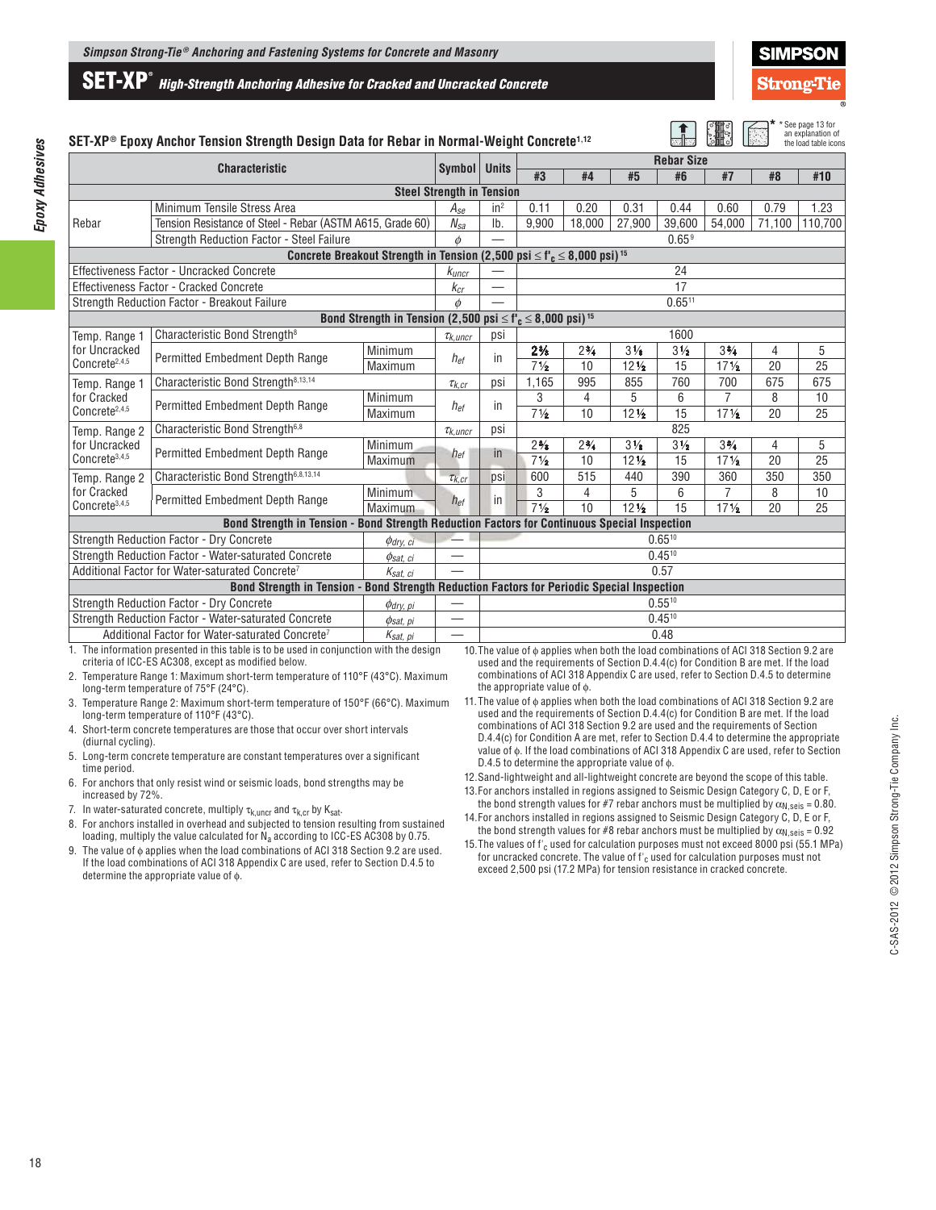# SET-XP® High-Strength Anchoring Adhesive for Cracked and Uncracked Concrete

## SET-XP® Epoxy Anchor Tension Strength Design Data for Rebar in Normal-Weight Concrete[1,12]

\* See page 13 for an explanation of the load table icons

| Characteristic | | | Symbol | Units | #3 | #4 | #5 | #6 | #7 | #8 | #10 |
|---|---|---|---|---|---|---|---|---|---|---|---|
| **Steel Strength in Tension** | | | | | | | | | | | |
| Rebar | Minimum Tensile Stress Area | | $A_{se}$ | in² | 0.11 | 0.20 | 0.31 | 0.44 | 0.60 | 0.79 | 1.23 |
| | Tension Resistance of Steel - Rebar (ASTM A615, Grade 60) | | $N_{sa}$ | lb. | 9,900 | 18,000 | 27,900 | 39,600 | 54,000 | 71,100 | 110,700 |
| | Strength Reduction Factor - Steel Failure | | $\phi$ | — | 0.65[9] | | | | | | |
| **Concrete Breakout Strength in Tension (2,500 psi ≤ $f'_c$ ≤ 8,000 psi)[15]** | | | | | | | | | | | |
| Effectiveness Factor - Uncracked Concrete | | | $k_{uncr}$ | — | 24 | | | | | | |
| Effectiveness Factor - Cracked Concrete | | | $k_{cr}$ | — | 17 | | | | | | |
| Strength Reduction Factor - Breakout Failure | | | $\phi$ | — | 0.65[11] | | | | | | |
| **Bond Strength in Tension (2,500 psi ≤ $f'_c$ ≤ 8,000 psi)[15]** | | | | | | | | | | | |
| Temp. Range 1 for Uncracked Concrete[2,4,5] | Characteristic Bond Strength[8] | | $\tau_{k,uncr}$ | psi | 1600 | | | | | | |
| | Permitted Embedment Depth Range | Minimum | $h_{ef}$ | in | 2⅜ | 2¾ | 3⅛ | 3½ | 3¾ | 4 | 5 |
| | | Maximum | | | 7½ | 10 | 12½ | 15 | 17½ | 20 | 25 |
| Temp. Range 1 for Cracked Concrete[2,4,5] | Characteristic Bond Strength[8,13,14] | | $\tau_{k,cr}$ | psi | 1,165 | 995 | 855 | 760 | 700 | 675 | 675 |
| | Permitted Embedment Depth Range | Minimum | $h_{ef}$ | in | 3 | 4 | 5 | 6 | 7 | 8 | 10 |
| | | Maximum | | | 7½ | 10 | 12½ | 15 | 17½ | 20 | 25 |
| Temp. Range 2 for Uncracked Concrete[3,4,5] | Characteristic Bond Strength[6,8] | | $\tau_{k,uncr}$ | psi | 825 | | | | | | |
| | Permitted Embedment Depth Range | Minimum | $h_{ef}$ | in | 2⅜ | 2¾ | 3⅛ | 3½ | 3¾ | 4 | 5 |
| | | Maximum | | | 7½ | 10 | 12½ | 15 | 17½ | 20 | 25 |
| Temp. Range 2 for Cracked Concrete[3,4,5] | Characteristic Bond Strength[6,8,13,14] | | $\tau_{k,cr}$ | psi | 600 | 515 | 440 | 390 | 360 | 350 | 350 |
| | Permitted Embedment Depth Range | Minimum | $h_{ef}$ | in | 3 | 4 | 5 | 6 | 7 | 8 | 10 |
| | | Maximum | | | 7½ | 10 | 12½ | 15 | 17½ | 20 | 25 |
| **Bond Strength in Tension - Bond Strength Reduction Factors for Continuous Special Inspection** | | | | | | | | | | | |
| Strength Reduction Factor - Dry Concrete | | | $\phi_{dry,ci}$ | — | 0.65[10] | | | | | | |
| Strength Reduction Factor - Water-saturated Concrete | | | $\phi_{sat,ci}$ | — | 0.45[10] | | | | | | |
| Additional Factor for Water-saturated Concrete[7] | | | $K_{sat,ci}$ | — | 0.57 | | | | | | |
| **Bond Strength in Tension - Bond Strength Reduction Factors for Periodic Special Inspection** | | | | | | | | | | | |
| Strength Reduction Factor - Dry Concrete | | | $\phi_{dry,pi}$ | — | 0.55[10] | | | | | | |
| Strength Reduction Factor - Water-saturated Concrete | | | $\phi_{sat,pi}$ | — | 0.45[10] | | | | | | |
| Additional Factor for Water-saturated Concrete[7] | | | $K_{sat,pi}$ | — | 0.48 | | | | | | |

1. The information presented in this table is to be used in conjunction with the design criteria of ICC-ES AC308, except as modified below.
2. Temperature Range 1: Maximum short-term temperature of 110°F (43°C). Maximum long-term temperature of 75°F (24°C).
3. Temperature Range 2: Maximum short-term temperature of 150°F (66°C). Maximum long-term temperature of 110°F (43°C).
4. Short-term concrete temperatures are those that occur over short intervals (diurnal cycling).
5. Long-term concrete temperature are constant temperatures over a significant time period.
6. For anchors that only resist wind or seismic loads, bond strengths may be increased by 72%.
7. In water-saturated concrete, multiply $\tau_{k,uncr}$ and $\tau_{k,cr}$ by $K_{sat}$.
8. For anchors installed in overhead and subjected to tension resulting from sustained loading, multiply the value calculated for $N_a$ according to ICC-ES AC308 by 0.75.
9. The value of $\phi$ applies when the load combinations of ACI 318 Section 9.2 are used. If the load combinations of ACI 318 Appendix C are used, refer to Section D.4.5 to determine the appropriate value of $\phi$.
10. The value of $\phi$ applies when both the load combinations of ACI 318 Section 9.2 are used and the requirements of Section D.4.4(c) for Condition B are met. If the load combinations of ACI 318 Appendix C are used, refer to Section D.4.5 to determine the appropriate value of $\phi$.
11. The value of $\phi$ applies when both the load combinations of ACI 318 Section 9.2 are used and the requirements of Section D.4.4(c) for Condition B are met. If the load combinations of ACI 318 Section 9.2 are used and the requirements of Section D.4.4(c) for Condition A are met, refer to Section D.4.4 to determine the appropriate value of $\phi$. If the load combinations of ACI 318 Appendix C are used, refer to Section D.4.5 to determine the appropriate value of $\phi$.
12. Sand-lightweight and all-lightweight concrete are beyond the scope of this table.
13. For anchors installed in regions assigned to Seismic Design Category C, D, E or F, the bond strength values for #7 rebar anchors must be multiplied by $\alpha_{N,seis} = 0.80$.
14. For anchors installed in regions assigned to Seismic Design Category C, D, E or F, the bond strength values for #8 rebar anchors must be multiplied by $\alpha_{N,seis} = 0.92$
15. The values of $f'_c$ used for calculation purposes must not exceed 8000 psi (55.1 MPa) for uncracked concrete. The value of $f'_c$ used for calculation purposes must not exceed 2,500 psi (17.2 MPa) for tension resistance in cracked concrete.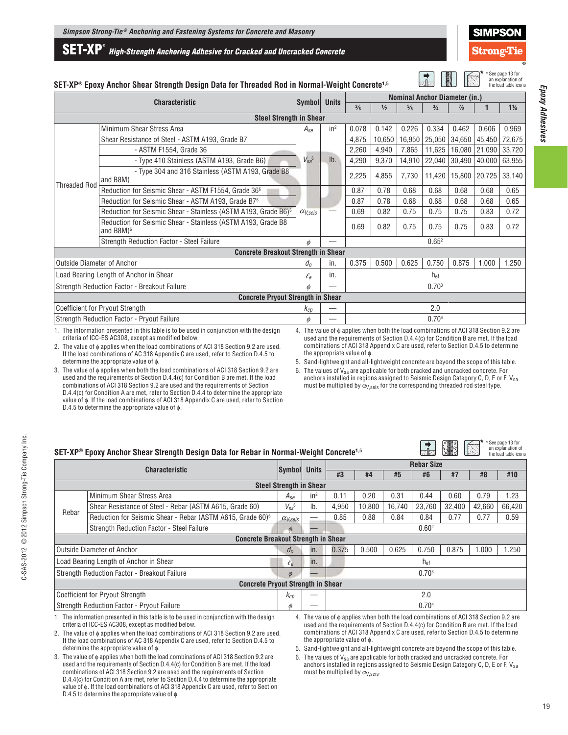# SET-XP® High-Strength Anchoring Adhesive for Cracked and Uncracked Concrete

## SET-XP® Epoxy Anchor Shear Strength Design Data for Threaded Rod in Normal-Weight Concrete[1,5]

*See page 13 for an explanation of the load table icons

| Characteristic | | Symbol | Units | Nominal Anchor Diameter (in.) | | | | | | |
|---|---|---|---|---|---|---|---|---|---|---|
| | | | | ⅜ | ½ | ⅝ | ¾ | ⅞ | 1 | 1¼ |
| **Steel Strength in Shear** | | | | | | | | | | |
| Threaded Rod | Minimum Shear Stress Area | $A_{se}$ | in² | 0.078 | 0.142 | 0.226 | 0.334 | 0.462 | 0.606 | 0.969 |
| | Shear Resistance of Steel - ASTM A193, Grade B7 | $V_{sa}$[6] | lb. | 4,875 | 10,650 | 16,950 | 25,050 | 34,650 | 45,450 | 72,675 |
| | - ASTM F1554, Grade 36 | | | 2,260 | 4,940 | 7,865 | 11,625 | 16,080 | 21,090 | 33,720 |
| | - Type 410 Stainless (ASTM A193, Grade B6) | | | 4,290 | 9,370 | 14,910 | 22,040 | 30,490 | 40,000 | 63,955 |
| | - Type 304 and 316 Stainless (ASTM A193, Grade B8 and B8M) | | | 2,225 | 4,855 | 7,730 | 11,420 | 15,800 | 20,725 | 33,140 |
| | Reduction for Seismic Shear - ASTM F1554, Grade 36[6] | $\alpha_{V,seis}$ | — | 0.87 | 0.78 | 0.68 | 0.68 | 0.68 | 0.68 | 0.65 |
| | Reduction for Seismic Shear - ASTM A193, Grade B7[6] | | | 0.87 | 0.78 | 0.68 | 0.68 | 0.68 | 0.68 | 0.65 |
| | Reduction for Seismic Shear - Stainless (ASTM A193, Grade B6)[6] | | | 0.69 | 0.82 | 0.75 | 0.75 | 0.75 | 0.83 | 0.72 |
| | Reduction for Seismic Shear - Stainless (ASTM A193, Grade B8 and B8M)[6] | | | 0.69 | 0.82 | 0.75 | 0.75 | 0.75 | 0.83 | 0.72 |
| | Strength Reduction Factor - Steel Failure | $\phi$ | — | 0.65[2] | | | | | | |
| **Concrete Breakout Strength in Shear** | | | | | | | | | | |
| Outside Diameter of Anchor | | $d_o$ | in. | 0.375 | 0.500 | 0.625 | 0.750 | 0.875 | 1.000 | 1.250 |
| Load Bearing Length of Anchor in Shear | | $\ell_e$ | in. | $h_{ef}$ | | | | | | |
| Strength Reduction Factor - Breakout Failure | | $\phi$ | — | 0.70[3] | | | | | | |
| **Concrete Pryout Strength in Shear** | | | | | | | | | | |
| Coefficient for Pryout Strength | | $k_{cp}$ | — | 2.0 | | | | | | |
| Strength Reduction Factor - Pryout Failure | | $\phi$ | — | 0.70[4] | | | | | | |

1. The information presented in this table is to be used in conjunction with the design criteria of ICC-ES AC308, except as modified below.
2. The value of $\phi$ applies when the load combinations of ACI 318 Section 9.2 are used. If the load combinations of AC 318 Appendix C are used, refer to Section D.4.5 to determine the appropriate value of $\phi$.
3. The value of $\phi$ applies when both the load combinations of ACI 318 Section 9.2 are used and the requirements of Section D.4.4(c) for Condition B are met. If the load combinations of ACI 318 Section 9.2 are used and the requirements of Section D.4.4(c) for Condition A are met, refer to Section D.4.4 to determine the appropriate value of $\phi$. If the load combinations of ACI 318 Appendix C are used, refer to Section D.4.5 to determine the appropriate value of $\phi$.
4. The value of $\phi$ applies when both the load combinations of ACI 318 Section 9.2 are used and the requirements of Section D.4.4(c) for Condition B are met. If the load combinations of ACI 318 Appendix C are used, refer to Section D.4.5 to determine the appropriate value of $\phi$.
5. Sand-lightweight and all-lightweight concrete are beyond the scope of this table.
6. The values of $V_{sa}$ are applicable for both cracked and uncracked concrete. For anchors installed in regions assigned to Seismic Design Category C, D, E or F, $V_{sa}$ must be multiplied by $\alpha_{V,seis}$ for the corresponding threaded rod steel type.

## SET-XP® Epoxy Anchor Shear Strength Design Data for Rebar in Normal-Weight Concrete[1,5]

*See page 13 for an explanation of the load table icons

| Characteristic | | Symbol | Units | Rebar Size | | | | | | |
|---|---|---|---|---|---|---|---|---|---|---|
| | | | | #3 | #4 | #5 | #6 | #7 | #8 | #10 |
| **Steel Strength in Shear** | | | | | | | | | | |
| Rebar | Minimum Shear Stress Area | $A_{se}$ | in² | 0.11 | 0.20 | 0.31 | 0.44 | 0.60 | 0.79 | 1.23 |
| | Shear Resistance of Steel - Rebar (ASTM A615, Grade 60) | $V_{sa}$[6] | lb. | 4,950 | 10,800 | 16,740 | 23,760 | 32,400 | 42,660 | 66,420 |
| | Reduction for Seismic Shear - Rebar (ASTM A615, Grade 60)[6] | $\alpha_{V,seis}$ | — | 0.85 | 0.88 | 0.84 | 0.84 | 0.77 | 0.77 | 0.59 |
| | Strength Reduction Factor - Steel Failure | $\phi$ | — | 0.60[2] | | | | | | |
| **Concrete Breakout Strength in Shear** | | | | | | | | | | |
| Outside Diameter of Anchor | | $d_o$ | in. | 0.375 | 0.500 | 0.625 | 0.750 | 0.875 | 1.000 | 1.250 |
| Load Bearing Length of Anchor in Shear | | $\ell_e$ | in. | $h_{ef}$ | | | | | | |
| Strength Reduction Factor - Breakout Failure | | $\phi$ | — | 0.70[3] | | | | | | |
| **Concrete Pryout Strength in Shear** | | | | | | | | | | |
| Coefficient for Pryout Strength | | $k_{cp}$ | — | 2.0 | | | | | | |
| Strength Reduction Factor - Pryout Failure | | $\phi$ | — | 0.70[4] | | | | | | |

1. The information presented in this table is to be used in conjunction with the design criteria of ICC-ES AC308, except as modified below.
2. The value of $\phi$ applies when the load combinations of ACI 318 Section 9.2 are used. If the load combinations of AC 318 Appendix C are used, refer to Section D.4.5 to determine the appropriate value of $\phi$.
3. The value of $\phi$ applies when both the load combinations of ACI 318 Section 9.2 are used and the requirements of Section D.4.4(c) for Condition B are met. If the load combinations of ACI 318 Section 9.2 are used and the requirements of Section D.4.4(c) for Condition A are met, refer to Section D.4.4 to determine the appropriate value of $\phi$. If the load combinations of ACI 318 Appendix C are used, refer to Section D.4.5 to determine the appropriate value of $\phi$.
4. The value of $\phi$ applies when both the load combinations of ACI 318 Section 9.2 are used and the requirements of Section D.4.4(c) for Condition B are met. If the load combinations of ACI 318 Appendix C are used, refer to Section D.4.5 to determine the appropriate value of $\phi$.
5. Sand-lightweight and all-lightweight concrete are beyond the scope of this table.
6. The values of $V_{sa}$ are applicable for both cracked and uncracked concrete. For anchors installed in regions assigned to Seismic Design Category C, D, E or F, $V_{sa}$ must be multiplied by $\alpha_{V,seis}$.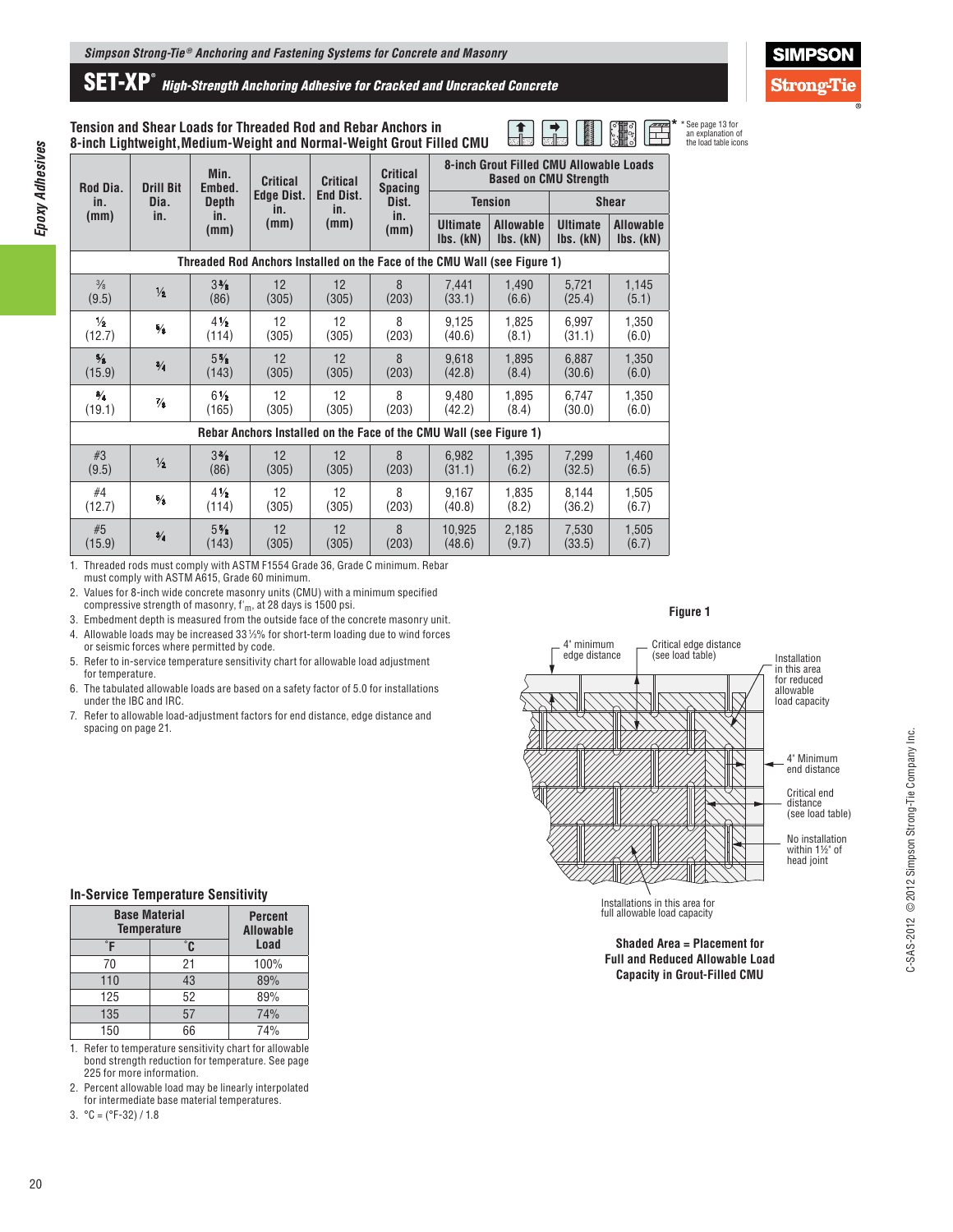## SET-XP® High-Strength Anchoring Adhesive for Cracked and Uncracked Concrete

### Tension and Shear Loads for Threaded Rod and Rebar Anchors in 8-inch Lightweight, Medium-Weight and Normal-Weight Grout Filled CMU

\* See page 13 for an explanation of the load table icons

| Rod Dia. in. (mm) | Drill Bit Dia. in. | Min. Embed. Depth in. (mm) | Critical Edge Dist. in. (mm) | Critical End Dist. in. (mm) | Critical Spacing Dist. in. (mm) | 8-inch Grout Filled CMU Allowable Loads Based on CMU Strength | | | |
|---|---|---|---|---|---|---|---|---|---|
| | | | | | | Tension | | Shear | |
| | | | | | | Ultimate lbs. (kN) | Allowable lbs. (kN) | Ultimate lbs. (kN) | Allowable lbs. (kN) |
| **Threaded Rod Anchors Installed on the Face of the CMU Wall (see Figure 1)** | | | | | | | | | |
| 3/8 (9.5) | 1/2 | 3 3/8 (86) | 12 (305) | 12 (305) | 8 (203) | 7,441 (33.1) | 1,490 (6.6) | 5,721 (25.4) | 1,145 (5.1) |
| 1/2 (12.7) | 5/8 | 4 1/2 (114) | 12 (305) | 12 (305) | 8 (203) | 9,125 (40.6) | 1,825 (8.1) | 6,997 (31.1) | 1,350 (6.0) |
| 5/8 (15.9) | 3/4 | 5 5/8 (143) | 12 (305) | 12 (305) | 8 (203) | 9,618 (42.8) | 1,895 (8.4) | 6,887 (30.6) | 1,350 (6.0) |
| 3/4 (19.1) | 7/8 | 6 1/2 (165) | 12 (305) | 12 (305) | 8 (203) | 9,480 (42.2) | 1,895 (8.4) | 6,747 (30.0) | 1,350 (6.0) |
| **Rebar Anchors Installed on the Face of the CMU Wall (see Figure 1)** | | | | | | | | | |
| #3 (9.5) | 1/2 | 3 3/8 (86) | 12 (305) | 12 (305) | 8 (203) | 6,982 (31.1) | 1,395 (6.2) | 7,299 (32.5) | 1,460 (6.5) |
| #4 (12.7) | 5/8 | 4 1/2 (114) | 12 (305) | 12 (305) | 8 (203) | 9,167 (40.8) | 1,835 (8.2) | 8,144 (36.2) | 1,505 (6.7) |
| #5 (15.9) | 3/4 | 5 5/8 (143) | 12 (305) | 12 (305) | 8 (203) | 10,925 (48.6) | 2,185 (9.7) | 7,530 (33.5) | 1,505 (6.7) |

1. Threaded rods must comply with ASTM F1554 Grade 36, Grade C minimum. Rebar must comply with ASTM A615, Grade 60 minimum.
2. Values for 8-inch wide concrete masonry units (CMU) with a minimum specified compressive strength of masonry, $f'_m$, at 28 days is 1500 psi.
3. Embedment depth is measured from the outside face of the concrete masonry unit.
4. Allowable loads may be increased 33 1/3% for short-term loading due to wind forces or seismic forces where permitted by code.
5. Refer to in-service temperature sensitivity chart for allowable load adjustment for temperature.
6. The tabulated allowable loads are based on a safety factor of 5.0 for installations under the IBC and IRC.
7. Refer to allowable load-adjustment factors for end distance, edge distance and spacing on page 21.

### In-Service Temperature Sensitivity

| Base Material Temperature | | Percent Allowable Load |
|---|---|---|
| °F | °C | |
| 70 | 21 | 100% |
| 110 | 43 | 89% |
| 125 | 52 | 89% |
| 135 | 57 | 74% |
| 150 | 66 | 74% |

1. Refer to temperature sensitivity chart for allowable bond strength reduction for temperature. See page 225 for more information.
2. Percent allowable load may be linearly interpolated for intermediate base material temperatures.
3. °C = (°F-32) / 1.8

**Figure 1**

4" minimum edge distance

Critical edge distance (see load table)

Installation in this area for reduced allowable load capacity

4" Minimum end distance

Critical end distance (see load table)

No installation within 1½" of head joint

Installations in this area for full allowable load capacity

**Shaded Area = Placement for Full and Reduced Allowable Load Capacity in Grout-Filled CMU**